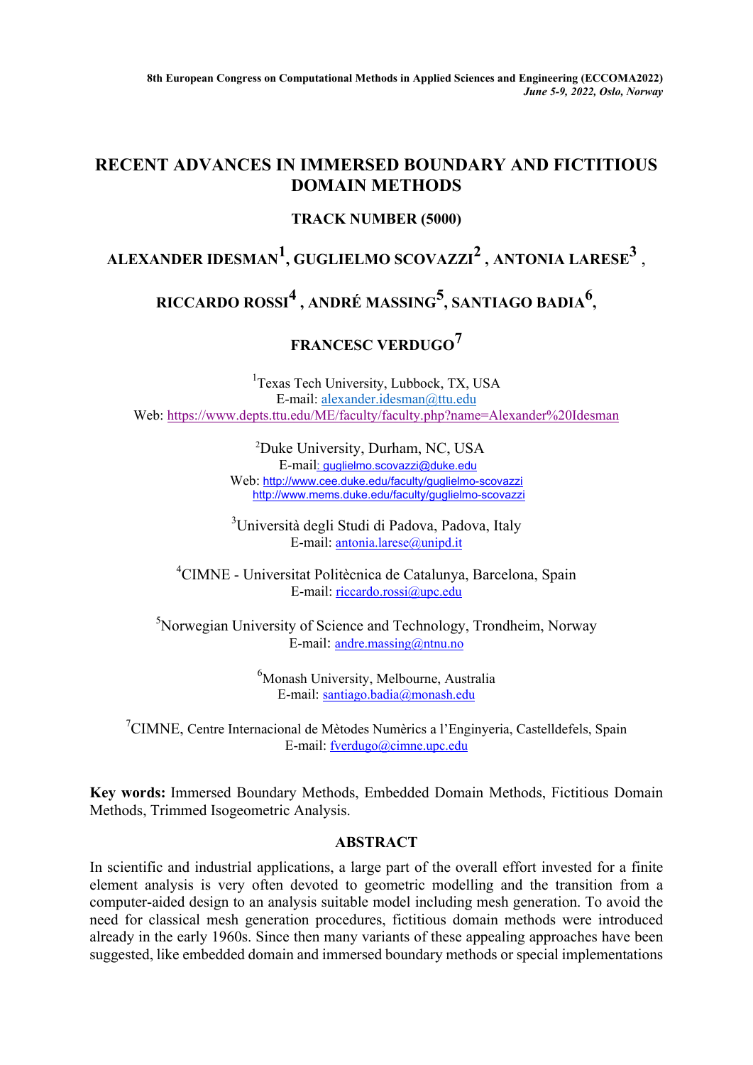# RECENT ADVANCES IN IMMERSED BOUNDARY AND FICTITIOUS DOMAIN METHODS

**TRACK NUMBER (5000)**

**ALEXANDER IDESMAN[1], GUGLIELMO SCOVAZZI[2] , ANTONIA LARESE[3] , RICCARDO ROSSI[4] , ANDRÉ MASSING[5], SANTIAGO BADIA[6], FRANCESC VERDUGO[7]**

[1]Texas Tech University, Lubbock, TX, USA
E-mail: alexander.idesman@ttu.edu
Web: https://www.depts.ttu.edu/ME/faculty/faculty.php?name=Alexander%20Idesman

[2]Duke University, Durham, NC, USA
E-mail: guglielmo.scovazzi@duke.edu
Web: http://www.cee.duke.edu/faculty/guglielmo-scovazzi
http://www.mems.duke.edu/faculty/guglielmo-scovazzi

[3]Università degli Studi di Padova, Padova, Italy
E-mail: antonia.larese@unipd.it

[4]CIMNE - Universitat Politècnica de Catalunya, Barcelona, Spain
E-mail: riccardo.rossi@upc.edu

[5]Norwegian University of Science and Technology, Trondheim, Norway
E-mail: andre.massing@ntnu.no

[6]Monash University, Melbourne, Australia
E-mail: santiago.badia@monash.edu

[7]CIMNE, Centre Internacional de Mètodes Numèrics a l'Enginyeria, Castelldefels, Spain
E-mail: fverdugo@cimne.upc.edu

**Key words:** Immersed Boundary Methods, Embedded Domain Methods, Fictitious Domain Methods, Trimmed Isogeometric Analysis.

## ABSTRACT

In scientific and industrial applications, a large part of the overall effort invested for a finite element analysis is very often devoted to geometric modelling and the transition from a computer-aided design to an analysis suitable model including mesh generation. To avoid the need for classical mesh generation procedures, fictitious domain methods were introduced already in the early 1960s. Since then many variants of these appealing approaches have been suggested, like embedded domain and immersed boundary methods or special implementations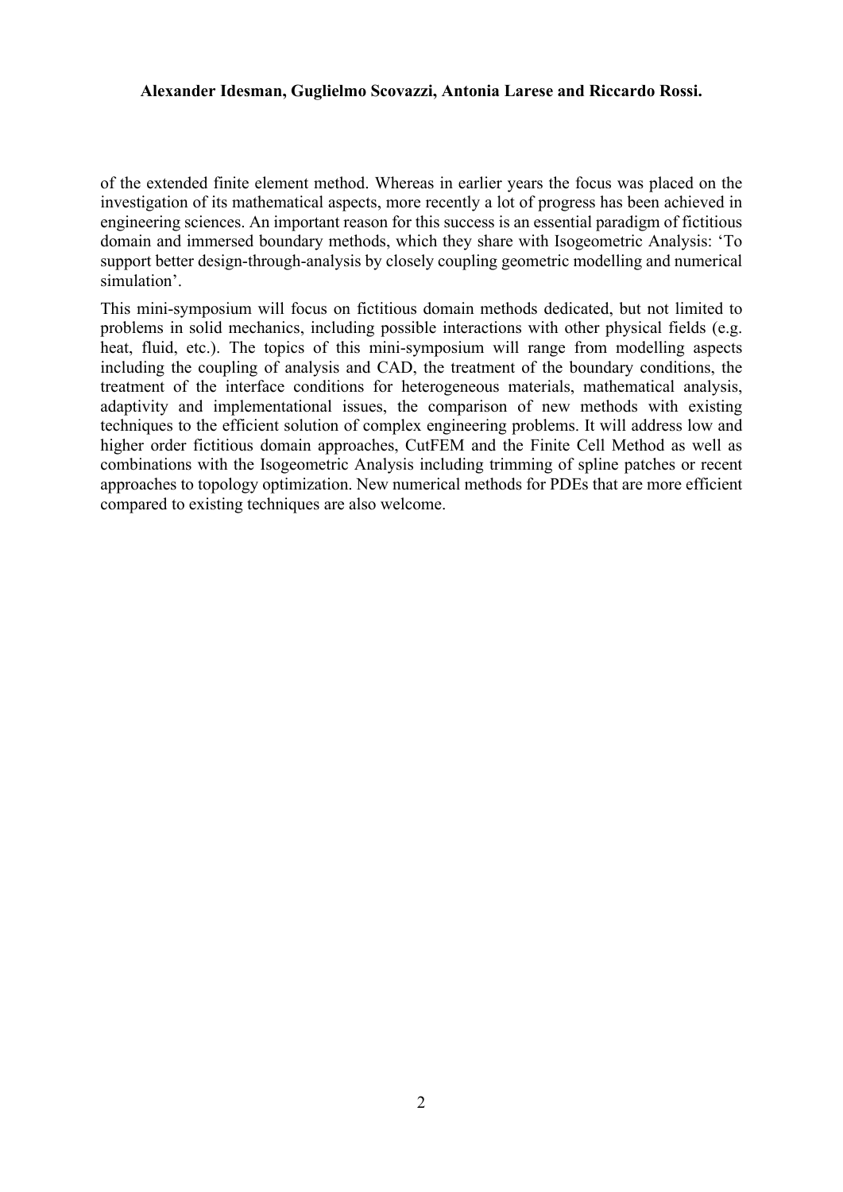of the extended finite element method. Whereas in earlier years the focus was placed on the investigation of its mathematical aspects, more recently a lot of progress has been achieved in engineering sciences. An important reason for this success is an essential paradigm of fictitious domain and immersed boundary methods, which they share with Isogeometric Analysis: 'To support better design-through-analysis by closely coupling geometric modelling and numerical simulation'.

This mini-symposium will focus on fictitious domain methods dedicated, but not limited to problems in solid mechanics, including possible interactions with other physical fields (e.g. heat, fluid, etc.). The topics of this mini-symposium will range from modelling aspects including the coupling of analysis and CAD, the treatment of the boundary conditions, the treatment of the interface conditions for heterogeneous materials, mathematical analysis, adaptivity and implementational issues, the comparison of new methods with existing techniques to the efficient solution of complex engineering problems. It will address low and higher order fictitious domain approaches, CutFEM and the Finite Cell Method as well as combinations with the Isogeometric Analysis including trimming of spline patches or recent approaches to topology optimization. New numerical methods for PDEs that are more efficient compared to existing techniques are also welcome.